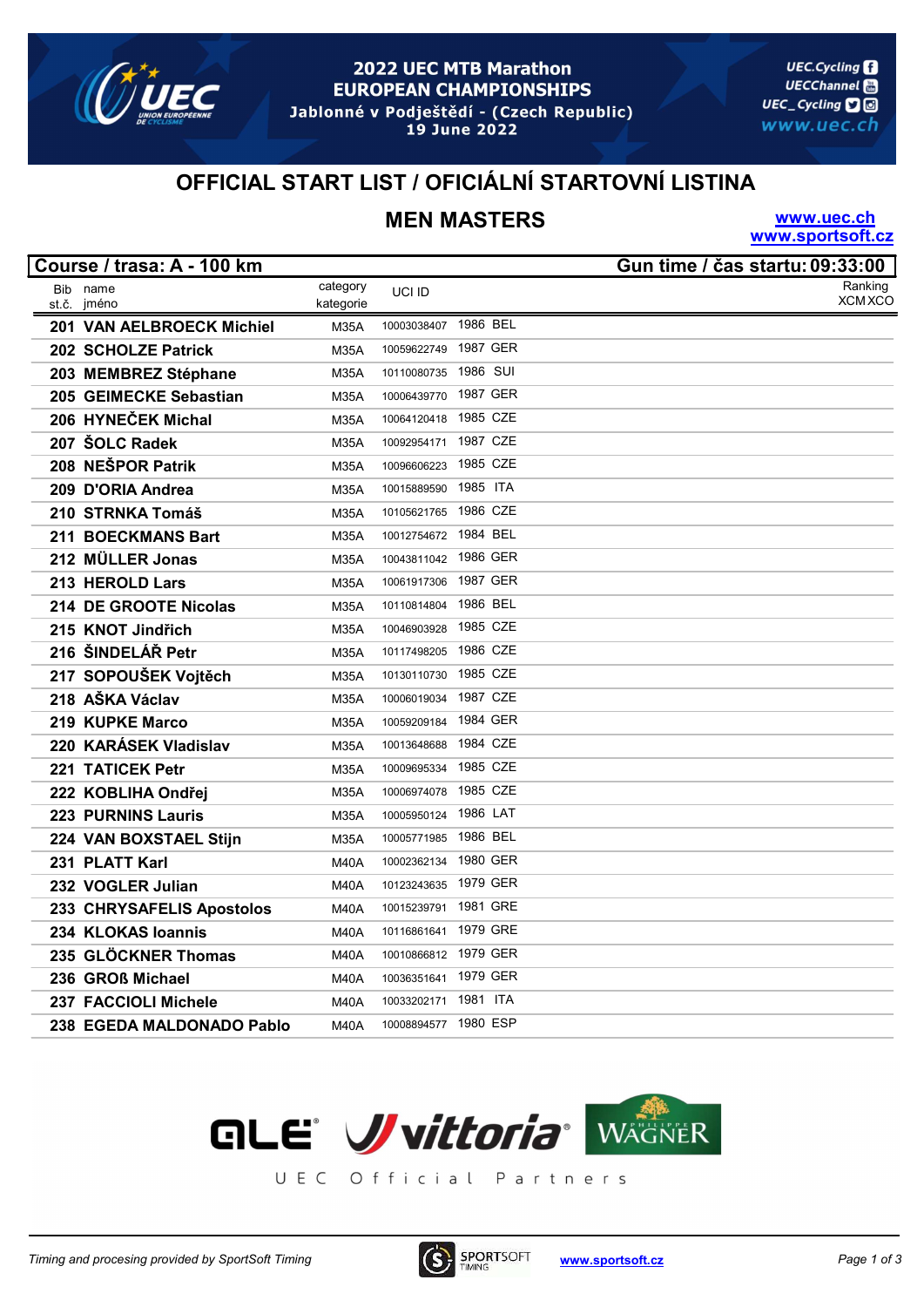# 2022 UEC MTB Marathon EUROPEAN CHAMPIONSHIPS

Jablonné v Podještědí - (Czech Republic)
19 June 2022

## OFFICIAL START LIST / OFICIÁLNÍ STARTOVNÍ LISTINA

## MEN MASTERS

www.uec.ch
www.sportsoft.cz

**Course / trasa: A - 100 km** | **Gun time / čas startu: 09:33:00**

| Bib st.č. | name jméno | category kategorie | UCI ID | | | Ranking XCM XCO |
|---|---|---|---|---|---|---|
| 201 | VAN AELBROECK Michiel | M35A | 10003038407 | 1986 | BEL | |
| 202 | SCHOLZE Patrick | M35A | 10059622749 | 1987 | GER | |
| 203 | MEMBREZ Stéphane | M35A | 10110080735 | 1986 | SUI | |
| 205 | GEIMECKE Sebastian | M35A | 10006439770 | 1987 | GER | |
| 206 | HYNEČEK Michal | M35A | 10064120418 | 1985 | CZE | |
| 207 | ŠOLC Radek | M35A | 10092954171 | 1987 | CZE | |
| 208 | NEŠPOR Patrik | M35A | 10096606223 | 1985 | CZE | |
| 209 | D'ORIA Andrea | M35A | 10015889590 | 1985 | ITA | |
| 210 | STRNKA Tomáš | M35A | 10105621765 | 1986 | CZE | |
| 211 | BOECKMANS Bart | M35A | 10012754672 | 1984 | BEL | |
| 212 | MÜLLER Jonas | M35A | 10043811042 | 1986 | GER | |
| 213 | HEROLD Lars | M35A | 10061917306 | 1987 | GER | |
| 214 | DE GROOTE Nicolas | M35A | 10110814804 | 1986 | BEL | |
| 215 | KNOT Jindřich | M35A | 10046903928 | 1985 | CZE | |
| 216 | ŠINDELÁŘ Petr | M35A | 10117498205 | 1986 | CZE | |
| 217 | SOPOUŠEK Vojtěch | M35A | 10130110730 | 1985 | CZE | |
| 218 | AŠKA Václav | M35A | 10006019034 | 1987 | CZE | |
| 219 | KUPKE Marco | M35A | 10059209184 | 1984 | GER | |
| 220 | KARÁSEK Vladislav | M35A | 10013648688 | 1984 | CZE | |
| 221 | TATICEK Petr | M35A | 10009695334 | 1985 | CZE | |
| 222 | KOBLIHA Ondřej | M35A | 10006974078 | 1985 | CZE | |
| 223 | PURNINS Lauris | M35A | 10005950124 | 1986 | LAT | |
| 224 | VAN BOXSTAEL Stijn | M35A | 10005771985 | 1986 | BEL | |
| 231 | PLATT Karl | M40A | 10002362134 | 1980 | GER | |
| 232 | VOGLER Julian | M40A | 10123243635 | 1979 | GER | |
| 233 | CHRYSAFELIS Apostolos | M40A | 10015239791 | 1981 | GRE | |
| 234 | KLOKAS Ioannis | M40A | 10116861641 | 1979 | GRE | |
| 235 | GLÖCKNER Thomas | M40A | 10010866812 | 1979 | GER | |
| 236 | GROß Michael | M40A | 10036351641 | 1979 | GER | |
| 237 | FACCIOLI Michele | M40A | 10033202171 | 1981 | ITA | |
| 238 | EGEDA MALDONADO Pablo | M40A | 10008894577 | 1980 | ESP | |

UEC Official Partners

Timing and procesing provided by SportSoft Timing — www.sportsoft.cz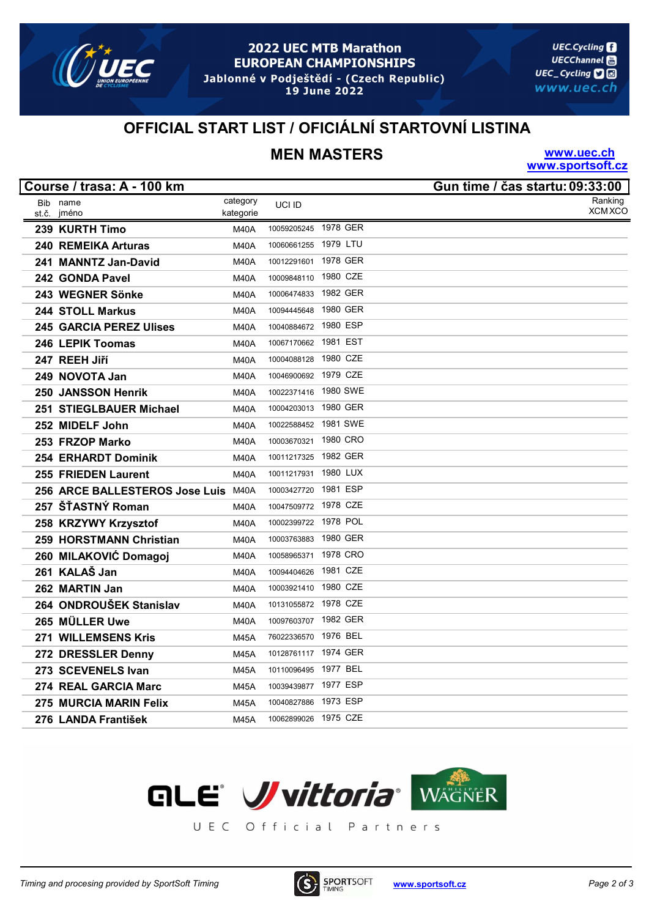2022 UEC MTB Marathon
EUROPEAN CHAMPIONSHIPS
Jablonné v Podještědí - (Czech Republic)
19 June 2022

# OFFICIAL START LIST / OFICIÁLNÍ STARTOVNÍ LISTINA

## MEN MASTERS

www.uec.ch
www.sportsoft.cz

**Course / trasa: A - 100 km** | **Gun time / čas startu: 09:33:00**

| Bib st.č. | name jméno | category kategorie | UCI ID | | | Ranking XCM XCO |
|---|---|---|---|---|---|---|
| 239 | KURTH Timo | M40A | 10059205245 | 1978 | GER | |
| 240 | REMEIKA Arturas | M40A | 10060661255 | 1979 | LTU | |
| 241 | MANNTZ Jan-David | M40A | 10012291601 | 1978 | GER | |
| 242 | GONDA Pavel | M40A | 10009848110 | 1980 | CZE | |
| 243 | WEGNER Sönke | M40A | 10006474833 | 1982 | GER | |
| 244 | STOLL Markus | M40A | 10094445648 | 1980 | GER | |
| 245 | GARCIA PEREZ Ulises | M40A | 10040884672 | 1980 | ESP | |
| 246 | LEPIK Toomas | M40A | 10067170662 | 1981 | EST | |
| 247 | REEH Jiří | M40A | 10004088128 | 1980 | CZE | |
| 249 | NOVOTA Jan | M40A | 10046900692 | 1979 | CZE | |
| 250 | JANSSON Henrik | M40A | 10022371416 | 1980 | SWE | |
| 251 | STIEGLBAUER Michael | M40A | 10004203013 | 1980 | GER | |
| 252 | MIDELF John | M40A | 10022588452 | 1981 | SWE | |
| 253 | FRZOP Marko | M40A | 10003670321 | 1980 | CRO | |
| 254 | ERHARDT Dominik | M40A | 10011217325 | 1982 | GER | |
| 255 | FRIEDEN Laurent | M40A | 10011217931 | 1980 | LUX | |
| 256 | ARCE BALLESTEROS Jose Luis | M40A | 10003427720 | 1981 | ESP | |
| 257 | ŠŤASTNÝ Roman | M40A | 10047509772 | 1978 | CZE | |
| 258 | KRZYWY Krzysztof | M40A | 10002399722 | 1978 | POL | |
| 259 | HORSTMANN Christian | M40A | 10003763883 | 1980 | GER | |
| 260 | MILAKOVIĆ Domagoj | M40A | 10058965371 | 1978 | CRO | |
| 261 | KALAŠ Jan | M40A | 10094404626 | 1981 | CZE | |
| 262 | MARTIN Jan | M40A | 10003921410 | 1980 | CZE | |
| 264 | ONDROUŠEK Stanislav | M40A | 10131055872 | 1978 | CZE | |
| 265 | MÜLLER Uwe | M40A | 10097603707 | 1982 | GER | |
| 271 | WILLEMSENS Kris | M45A | 76022336570 | 1976 | BEL | |
| 272 | DRESSLER Denny | M45A | 10128761117 | 1974 | GER | |
| 273 | SCEVENELS Ivan | M45A | 10110096495 | 1977 | BEL | |
| 274 | REAL GARCIA Marc | M45A | 10039439877 | 1977 | ESP | |
| 275 | MURCIA MARIN Felix | M45A | 10040827886 | 1973 | ESP | |
| 276 | LANDA František | M45A | 10062899026 | 1975 | CZE | |

UEC Official Partners

Timing and procesing provided by SportSoft Timing
www.sportsoft.cz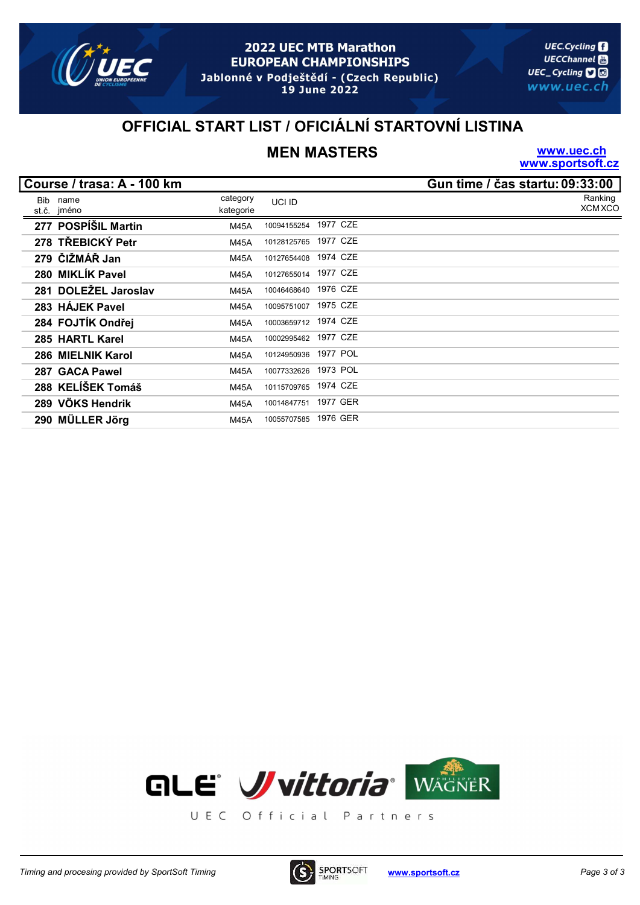## 2022 UEC MTB Marathon EUROPEAN CHAMPIONSHIPS

Jablonné v Podještědí - (Czech Republic)
19 June 2022

# OFFICIAL START LIST / OFICIÁLNÍ STARTOVNÍ LISTINA

## MEN MASTERS

www.uec.ch
www.sportsoft.cz

**Course / trasa: A - 100 km** **Gun time / čas startu: 09:33:00**

| Bib st.č. | name jméno | category kategorie | UCI ID | | | Ranking XCM XCO |
|---|---|---|---|---|---|---|
| 277 | **POSPÍŠIL Martin** | M45A | 10094155254 | 1977 | CZE | |
| 278 | **TŘEBICKÝ Petr** | M45A | 10128125765 | 1977 | CZE | |
| 279 | **ČIŽMÁŘ Jan** | M45A | 10127654408 | 1974 | CZE | |
| 280 | **MIKLÍK Pavel** | M45A | 10127655014 | 1977 | CZE | |
| 281 | **DOLEŽEL Jaroslav** | M45A | 10046468640 | 1976 | CZE | |
| 283 | **HÁJEK Pavel** | M45A | 10095751007 | 1975 | CZE | |
| 284 | **FOJTÍK Ondřej** | M45A | 10003659712 | 1974 | CZE | |
| 285 | **HARTL Karel** | M45A | 10002995462 | 1977 | CZE | |
| 286 | **MIELNIK Karol** | M45A | 10124950936 | 1977 | POL | |
| 287 | **GACA Pawel** | M45A | 10077332626 | 1973 | POL | |
| 288 | **KELÍŠEK Tomáš** | M45A | 10115709765 | 1974 | CZE | |
| 289 | **VÖKS Hendrik** | M45A | 10014847751 | 1977 | GER | |
| 290 | **MÜLLER Jörg** | M45A | 10055707585 | 1976 | GER | |

UEC Official Partners

*Timing and procesing provided by SportSoft Timing* www.sportsoft.cz